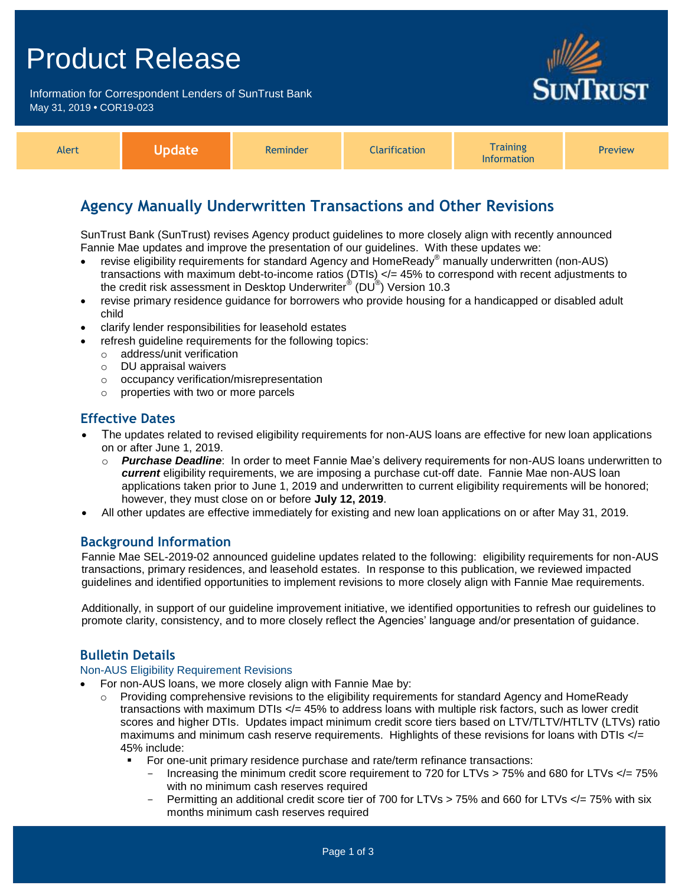# Product Release

Information for Correspondent Lenders of SunTrust Bank
May 31, 2019 • COR19-023

| Alert | **Update** | Reminder | Clarification | Training Information | Preview |
|---|---|---|---|---|---|

## Agency Manually Underwritten Transactions and Other Revisions

SunTrust Bank (SunTrust) revises Agency product guidelines to more closely align with recently announced Fannie Mae updates and improve the presentation of our guidelines. With these updates we:

- revise eligibility requirements for standard Agency and HomeReady® manually underwritten (non-AUS) transactions with maximum debt-to-income ratios (DTIs) </= 45% to correspond with recent adjustments to the credit risk assessment in Desktop Underwriter® (DU®) Version 10.3
- revise primary residence guidance for borrowers who provide housing for a handicapped or disabled adult child
- clarify lender responsibilities for leasehold estates
- refresh guideline requirements for the following topics:
  - address/unit verification
  - DU appraisal waivers
  - occupancy verification/misrepresentation
  - properties with two or more parcels

### Effective Dates

- The updates related to revised eligibility requirements for non-AUS loans are effective for new loan applications on or after June 1, 2019.
  - ***Purchase Deadline***: In order to meet Fannie Mae's delivery requirements for non-AUS loans underwritten to ***current*** eligibility requirements, we are imposing a purchase cut-off date. Fannie Mae non-AUS loan applications taken prior to June 1, 2019 and underwritten to current eligibility requirements will be honored; however, they must close on or before **July 12, 2019**.
- All other updates are effective immediately for existing and new loan applications on or after May 31, 2019.

### Background Information

Fannie Mae SEL-2019-02 announced guideline updates related to the following: eligibility requirements for non-AUS transactions, primary residences, and leasehold estates. In response to this publication, we reviewed impacted guidelines and identified opportunities to implement revisions to more closely align with Fannie Mae requirements.

Additionally, in support of our guideline improvement initiative, we identified opportunities to refresh our guidelines to promote clarity, consistency, and to more closely reflect the Agencies' language and/or presentation of guidance.

### Bulletin Details

#### Non-AUS Eligibility Requirement Revisions

- For non-AUS loans, we more closely align with Fannie Mae by:
  - Providing comprehensive revisions to the eligibility requirements for standard Agency and HomeReady transactions with maximum DTIs </= 45% to address loans with multiple risk factors, such as lower credit scores and higher DTIs. Updates impact minimum credit score tiers based on LTV/TLTV/HTLTV (LTVs) ratio maximums and minimum cash reserve requirements. Highlights of these revisions for loans with DTIs </= 45% include:
    - For one-unit primary residence purchase and rate/term refinance transactions:
      - Increasing the minimum credit score requirement to 720 for LTVs > 75% and 680 for LTVs </= 75% with no minimum cash reserves required
      - Permitting an additional credit score tier of 700 for LTVs > 75% and 660 for LTVs </= 75% with six months minimum cash reserves required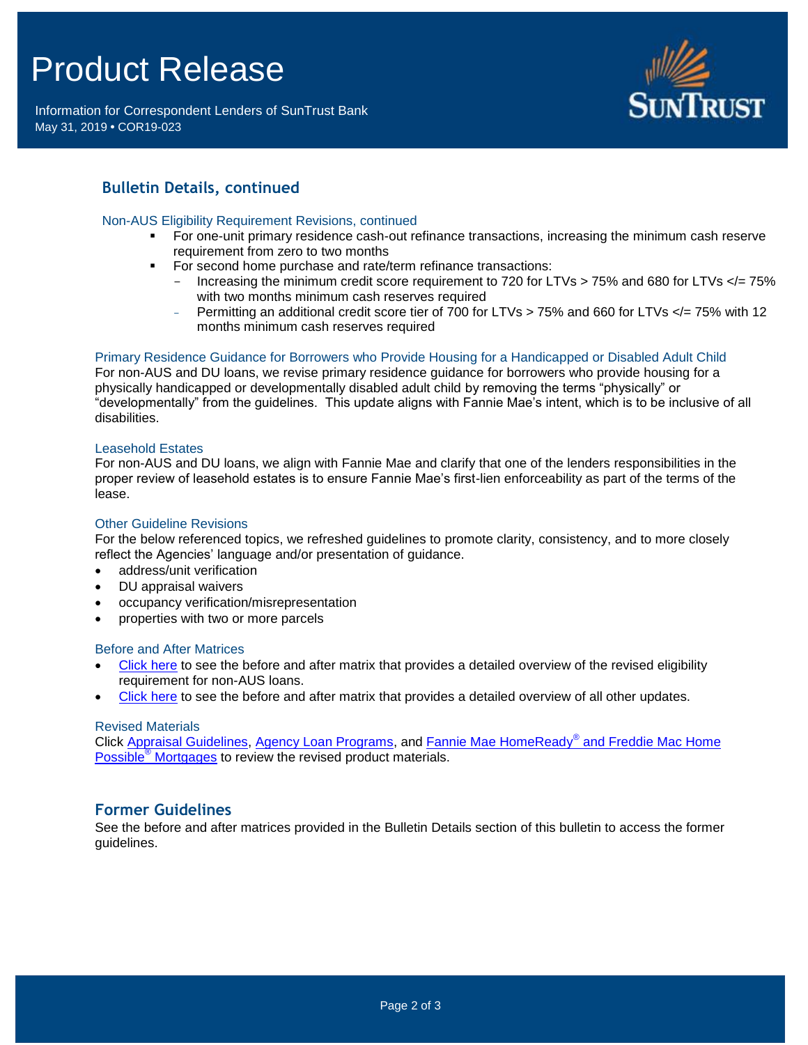# Product Release

Information for Correspondent Lenders of SunTrust Bank
May 31, 2019 • COR19-023

## Bulletin Details, continued

### Non-AUS Eligibility Requirement Revisions, continued

- For one-unit primary residence cash-out refinance transactions, increasing the minimum cash reserve requirement from zero to two months
- For second home purchase and rate/term refinance transactions:
  - Increasing the minimum credit score requirement to 720 for LTVs > 75% and 680 for LTVs </= 75% with two months minimum cash reserves required
  - Permitting an additional credit score tier of 700 for LTVs > 75% and 660 for LTVs </= 75% with 12 months minimum cash reserves required

### Primary Residence Guidance for Borrowers who Provide Housing for a Handicapped or Disabled Adult Child

For non-AUS and DU loans, we revise primary residence guidance for borrowers who provide housing for a physically handicapped or developmentally disabled adult child by removing the terms "physically" or "developmentally" from the guidelines. This update aligns with Fannie Mae's intent, which is to be inclusive of all disabilities.

### Leasehold Estates

For non-AUS and DU loans, we align with Fannie Mae and clarify that one of the lenders responsibilities in the proper review of leasehold estates is to ensure Fannie Mae's first-lien enforceability as part of the terms of the lease.

### Other Guideline Revisions

For the below referenced topics, we refreshed guidelines to promote clarity, consistency, and to more closely reflect the Agencies' language and/or presentation of guidance.

- address/unit verification
- DU appraisal waivers
- occupancy verification/misrepresentation
- properties with two or more parcels

### Before and After Matrices

- Click here to see the before and after matrix that provides a detailed overview of the revised eligibility requirement for non-AUS loans.
- Click here to see the before and after matrix that provides a detailed overview of all other updates.

### Revised Materials

Click Appraisal Guidelines, Agency Loan Programs, and Fannie Mae HomeReady® and Freddie Mac Home Possible® Mortgages to review the revised product materials.

## Former Guidelines

See the before and after matrices provided in the Bulletin Details section of this bulletin to access the former guidelines.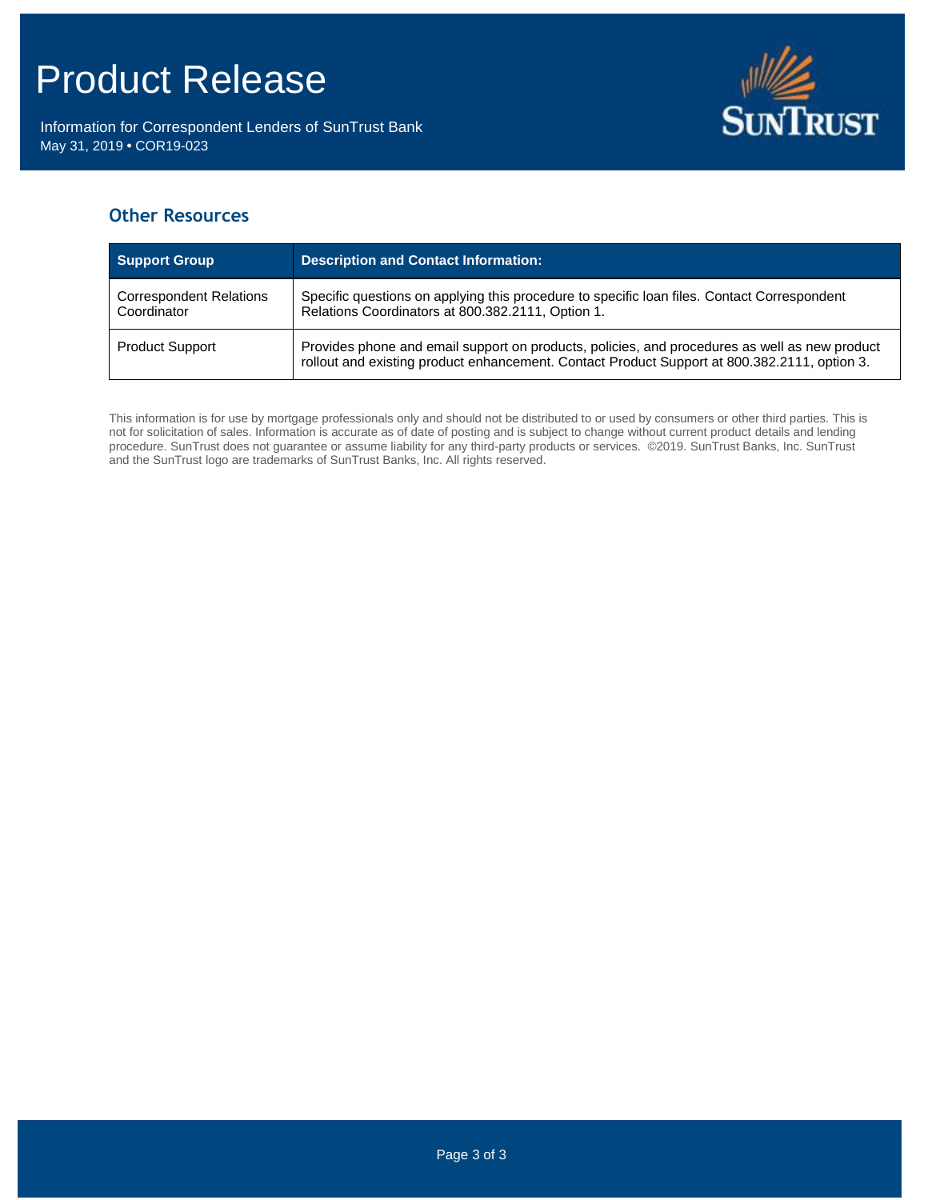## Other Resources

| Support Group | Description and Contact Information: |
|---|---|
| Correspondent Relations Coordinator | Specific questions on applying this procedure to specific loan files. Contact Correspondent Relations Coordinators at 800.382.2111, Option 1. |
| Product Support | Provides phone and email support on products, policies, and procedures as well as new product rollout and existing product enhancement. Contact Product Support at 800.382.2111, option 3. |

This information is for use by mortgage professionals only and should not be distributed to or used by consumers or other third parties. This is not for solicitation of sales. Information is accurate as of date of posting and is subject to change without current product details and lending procedure. SunTrust does not guarantee or assume liability for any third-party products or services. ©2019. SunTrust Banks, Inc. SunTrust and the SunTrust logo are trademarks of SunTrust Banks, Inc. All rights reserved.